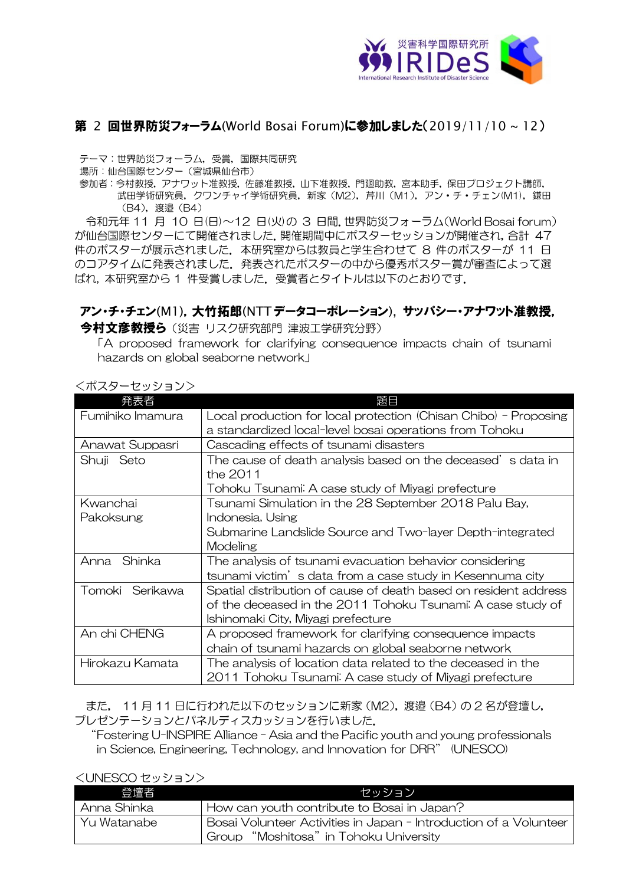## 第 2 回世界防災フォーラム(World Bosai Forum)に参加しました(2019/11/10 ~ 12)

テーマ：世界防災フォーラム，受賞，国際共同研究
場所：仙台国際センター（宮城県仙台市）
参加者：今村教授，アナワット准教授，佐藤准教授，山下准教授，門廻助教，宮本助手，保田プロジェクト講師，武田学術研究員，クワンチャイ学術研究員，新家（M2），芹川（M1），アン・チ・チェン(M1)，鎌田（B4），渡邉（B4）

令和元年 11 月 10 日(日)～12 日(火)の 3 日間，世界防災フォーラム(World Bosai forum)が仙台国際センターにて開催されました．開催期間中にポスターセッションが開催され，合計 47 件のポスターが展示されました．本研究室からは教員と学生合わせて 8 件のポスターが 11 日のコアタイムに発表されました．発表されたポスターの中から優秀ポスター賞が審査によって選ばれ，本研究室から 1 件受賞しました．受賞者とタイトルは以下のとおりです．

**アン・チ・チェン(M1)，大竹拓郎(NTT データコーポレーション)，サッパシー・アナワット准教授，今村文彦教授ら**（災害 リスク研究部門 津波工学研究分野）
「A proposed framework for clarifying consequence impacts chain of tsunami hazards on global seaborne network」

<ポスターセッション>

| 発表者 | 題目 |
|---|---|
| Fumihiko Imamura | Local production for local protection (Chisan Chibo) - Proposing a standardized local-level bosai operations from Tohoku |
| Anawat Suppasri | Cascading effects of tsunami disasters |
| Shuji Seto | The cause of death analysis based on the deceased's data in the 2011 Tohoku Tsunami: A case study of Miyagi prefecture |
| Kwanchai Pakoksung | Tsunami Simulation in the 28 September 2018 Palu Bay, Indonesia, Using Submarine Landslide Source and Two-layer Depth-integrated Modeling |
| Anna Shinka | The analysis of tsunami evacuation behavior considering tsunami victim's data from a case study in Kesennuma city |
| Tomoki Serikawa | Spatial distribution of cause of death based on resident address of the deceased in the 2011 Tohoku Tsunami: A case study of Ishinomaki City, Miyagi prefecture |
| An chi CHENG | A proposed framework for clarifying consequence impacts chain of tsunami hazards on global seaborne network |
| Hirokazu Kamata | The analysis of location data related to the deceased in the 2011 Tohoku Tsunami: A case study of Miyagi prefecture |

また，11 月 11 日に行われた以下のセッションに新家（M2），渡邉（B4）の 2 名が登壇し，プレゼンテーションとパネルディスカッションを行いました．
"Fostering U-INSPIRE Alliance - Asia and the Pacific youth and young professionals in Science, Engineering, Technology, and Innovation for DRR" (UNESCO)

<UNESCO セッション>

| 登壇者 | セッション |
|---|---|
| Anna Shinka | How can youth contribute to Bosai in Japan? |
| Yu Watanabe | Bosai Volunteer Activities in Japan - Introduction of a Volunteer Group "Moshitosa" in Tohoku University |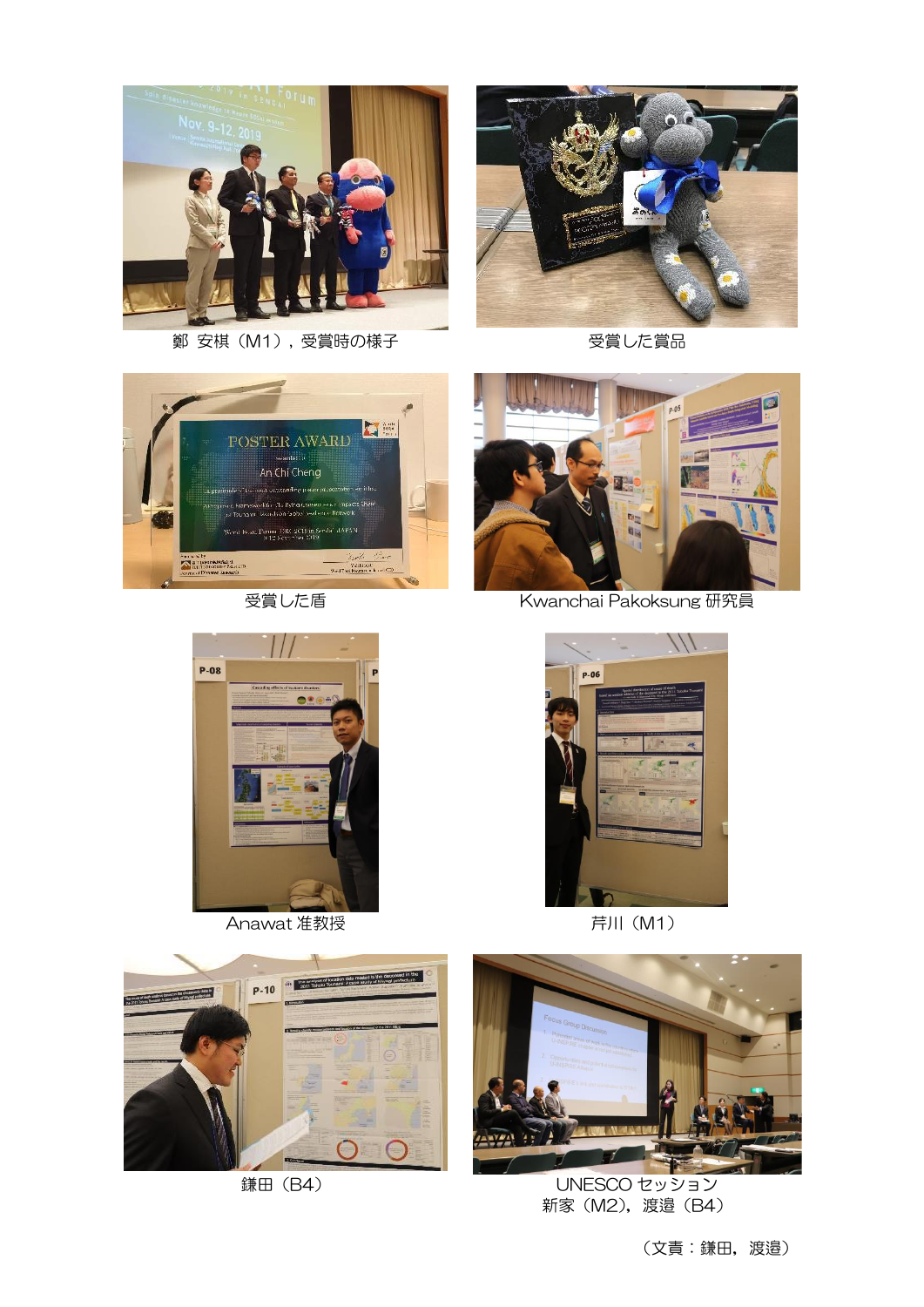鄭 安棋（M1），受賞時の様子

受賞した賞品

受賞した盾

Kwanchai Pakoksung 研究員

Anawat 准教授

芹川（M1）

鎌田（B4）

UNESCO セッション
新家（M2），渡邉（B4）

（文責：鎌田，渡邉）